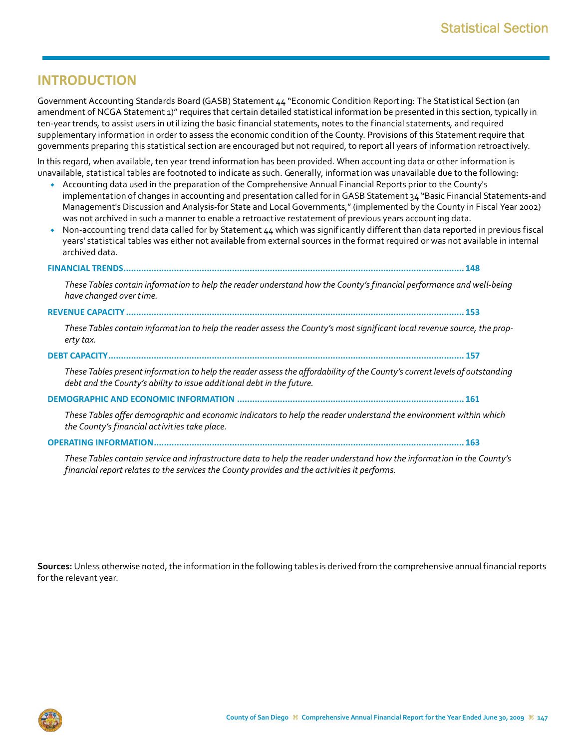## INTRODUCTION

Government Accounting Standards Board (GASB) Statement 44 "Economic Condition Reporting: The Statistical Section (an amendment of NCGA Statement 1)" requires that certain detailed statistical information be presented in this section, typically in ten-year trends, to assist users in utilizing the basic financial statements, notes to the financial statements, and required supplementary information in order to assess the economic condition of the County. Provisions of this Statement require that governments preparing this statistical section are encouraged but not required, to report all years of information retroactively.

In this regard, when available, ten year trend information has been provided. When accounting data or other information is unavailable, statistical tables are footnoted to indicate as such. Generally, information was unavailable due to the following:

- Accounting data used in the preparation of the Comprehensive Annual Financial Reports prior to the County's implementation of changes in accounting and presentation called for in GASB Statement 34 "Basic Financial Statements-and Management's Discussion and Analysis-for State and Local Governments," (implemented by the County in Fiscal Year 2002) was not archived in such a manner to enable a retroactive restatement of previous years accounting data.
- Non-accounting trend data called for by Statement 44 which was significantly different than data reported in previous fiscal years' statistical tables was either not available from external sources in the format required or was not available in internal archived data.

**FINANCIAL TRENDS** .......... 148

*These Tables contain information to help the reader understand how the County's financial performance and well-being have changed over time.*

**REVENUE CAPACITY** .......... 153

*These Tables contain information to help the reader assess the County's most significant local revenue source, the property tax.*

**DEBT CAPACITY** .......... 157

*These Tables present information to help the reader assess the affordability of the County's current levels of outstanding debt and the County's ability to issue additional debt in the future.*

**DEMOGRAPHIC AND ECONOMIC INFORMATION** .......... 161

*These Tables offer demographic and economic indicators to help the reader understand the environment within which the County's financial activities take place.*

**OPERATING INFORMATION** .......... 163

*These Tables contain service and infrastructure data to help the reader understand how the information in the County's financial report relates to the services the County provides and the activities it performs.*

**Sources:** Unless otherwise noted, the information in the following tables is derived from the comprehensive annual financial reports for the relevant year.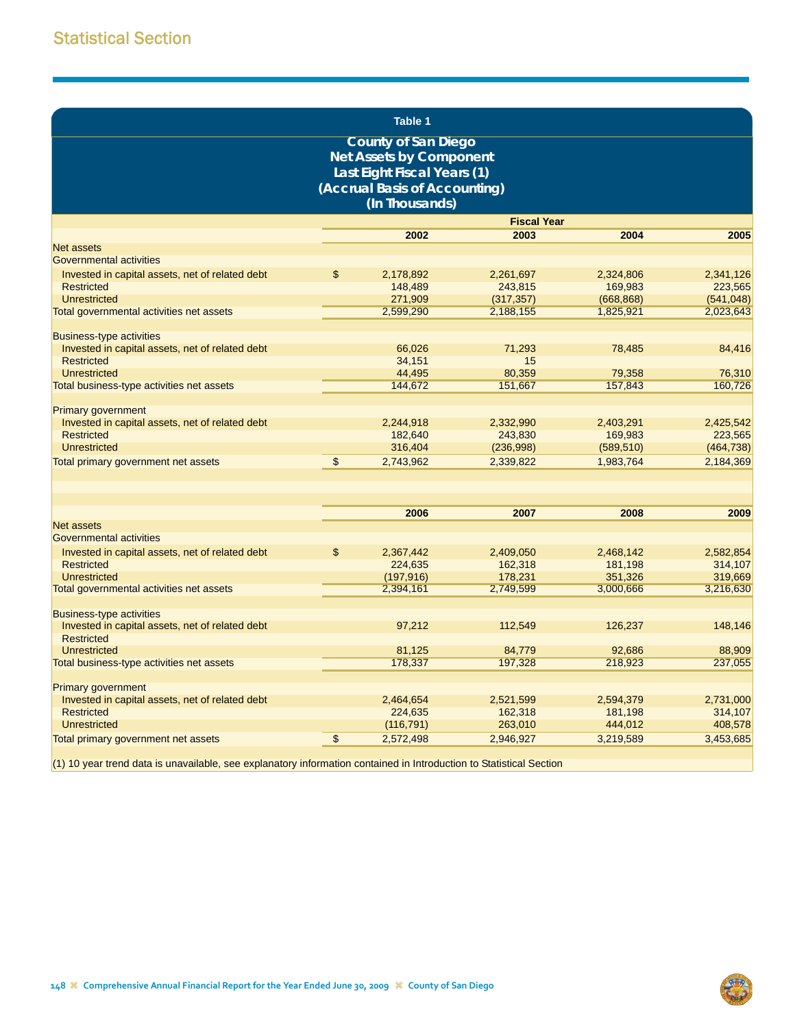## Statistical Section

### Table 1

**County of San Diego**
**Net Assets by Component**
**Last Eight Fiscal Years (1)**
**(Accrual Basis of Accounting)**
**(In Thousands)**

| | Fiscal Year | | | |
|---|---|---|---|---|
| | 2002 | 2003 | 2004 | 2005 |
| Net assets | | | | |
| Governmental activities | | | | |
| Invested in capital assets, net of related debt | $ 2,178,892 | 2,261,697 | 2,324,806 | 2,341,126 |
| Restricted | 148,489 | 243,815 | 169,983 | 223,565 |
| Unrestricted | 271,909 | (317,357) | (668,868) | (541,048) |
| Total governmental activities net assets | 2,599,290 | 2,188,155 | 1,825,921 | 2,023,643 |
| | | | | |
| Business-type activities | | | | |
| Invested in capital assets, net of related debt | 66,026 | 71,293 | 78,485 | 84,416 |
| Restricted | 34,151 | 15 | | |
| Unrestricted | 44,495 | 80,359 | 79,358 | 76,310 |
| Total business-type activities net assets | 144,672 | 151,667 | 157,843 | 160,726 |
| | | | | |
| Primary government | | | | |
| Invested in capital assets, net of related debt | 2,244,918 | 2,332,990 | 2,403,291 | 2,425,542 |
| Restricted | 182,640 | 243,830 | 169,983 | 223,565 |
| Unrestricted | 316,404 | (236,998) | (589,510) | (464,738) |
| Total primary government net assets | $ 2,743,962 | 2,339,822 | 1,983,764 | 2,184,369 |

| | 2006 | 2007 | 2008 | 2009 |
|---|---|---|---|---|
| Net assets | | | | |
| Governmental activities | | | | |
| Invested in capital assets, net of related debt | $ 2,367,442 | 2,409,050 | 2,468,142 | 2,582,854 |
| Restricted | 224,635 | 162,318 | 181,198 | 314,107 |
| Unrestricted | (197,916) | 178,231 | 351,326 | 319,669 |
| Total governmental activities net assets | 2,394,161 | 2,749,599 | 3,000,666 | 3,216,630 |
| | | | | |
| Business-type activities | | | | |
| Invested in capital assets, net of related debt | 97,212 | 112,549 | 126,237 | 148,146 |
| Restricted | | | | |
| Unrestricted | 81,125 | 84,779 | 92,686 | 88,909 |
| Total business-type activities net assets | 178,337 | 197,328 | 218,923 | 237,055 |
| | | | | |
| Primary government | | | | |
| Invested in capital assets, net of related debt | 2,464,654 | 2,521,599 | 2,594,379 | 2,731,000 |
| Restricted | 224,635 | 162,318 | 181,198 | 314,107 |
| Unrestricted | (116,791) | 263,010 | 444,012 | 408,578 |
| Total primary government net assets | $ 2,572,498 | 2,946,927 | 3,219,589 | 3,453,685 |

(1) 10 year trend data is unavailable, see explanatory information contained in Introduction to Statistical Section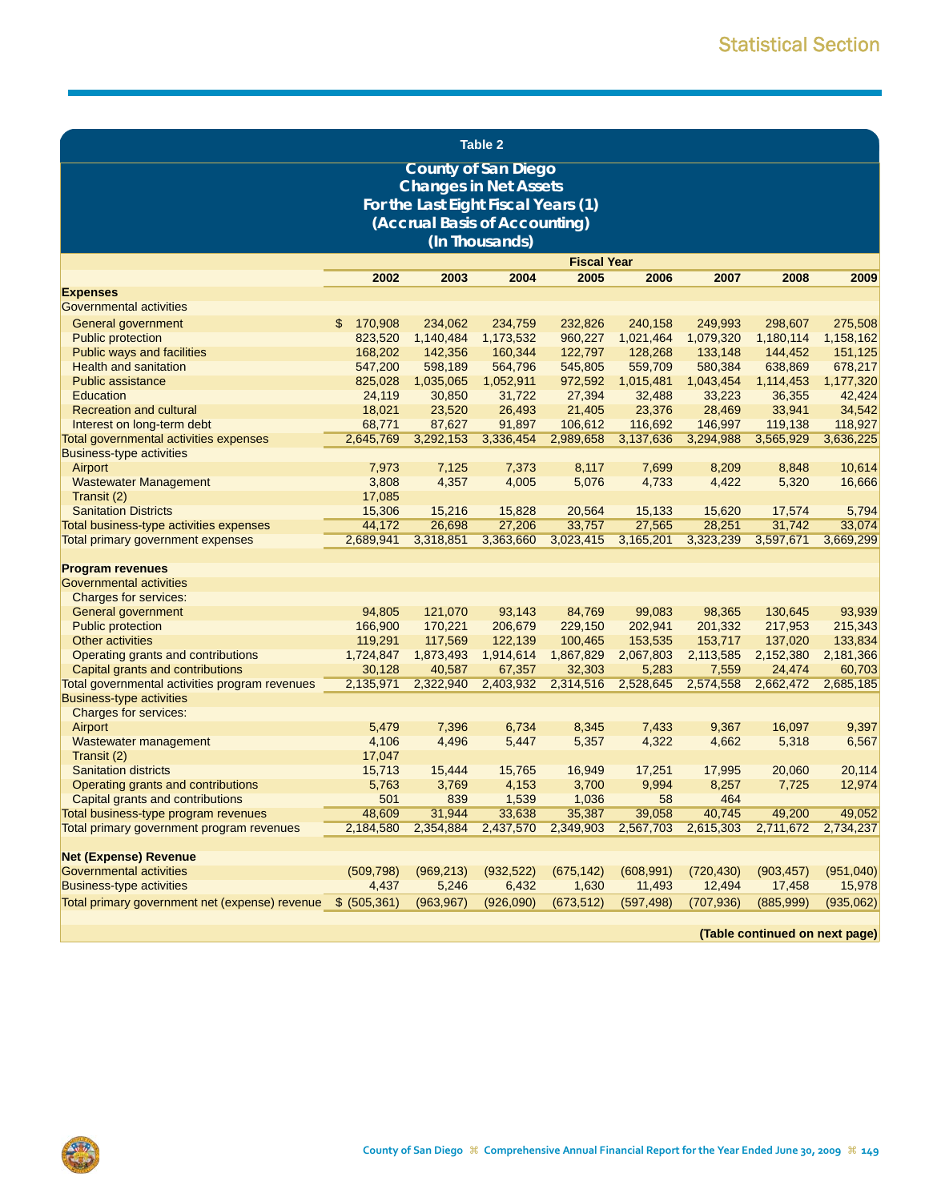## Table 2

### County of San Diego
### Changes in Net Assets
### For the Last Eight Fiscal Years (1)
### (Accrual Basis of Accounting)
### (In Thousands)

| | Fiscal Year | | | | | | | |
|---|---|---|---|---|---|---|---|---|
| | 2002 | 2003 | 2004 | 2005 | 2006 | 2007 | 2008 | 2009 |
| **Expenses** | | | | | | | | |
| Governmental activities | | | | | | | | |
| General government | $ 170,908 | 234,062 | 234,759 | 232,826 | 240,158 | 249,993 | 298,607 | 275,508 |
| Public protection | 823,520 | 1,140,484 | 1,173,532 | 960,227 | 1,021,464 | 1,079,320 | 1,180,114 | 1,158,162 |
| Public ways and facilities | 168,202 | 142,356 | 160,344 | 122,797 | 128,268 | 133,148 | 144,452 | 151,125 |
| Health and sanitation | 547,200 | 598,189 | 564,796 | 545,805 | 559,709 | 580,384 | 638,869 | 678,217 |
| Public assistance | 825,028 | 1,035,065 | 1,052,911 | 972,592 | 1,015,481 | 1,043,454 | 1,114,453 | 1,177,320 |
| Education | 24,119 | 30,850 | 31,722 | 27,394 | 32,488 | 33,223 | 36,355 | 42,424 |
| Recreation and cultural | 18,021 | 23,520 | 26,493 | 21,405 | 23,376 | 28,469 | 33,941 | 34,542 |
| Interest on long-term debt | 68,771 | 87,627 | 91,897 | 106,612 | 116,692 | 146,997 | 119,138 | 118,927 |
| Total governmental activities expenses | 2,645,769 | 3,292,153 | 3,336,454 | 2,989,658 | 3,137,636 | 3,294,988 | 3,565,929 | 3,636,225 |
| Business-type activities | | | | | | | | |
| Airport | 7,973 | 7,125 | 7,373 | 8,117 | 7,699 | 8,209 | 8,848 | 10,614 |
| Wastewater Management | 3,808 | 4,357 | 4,005 | 5,076 | 4,733 | 4,422 | 5,320 | 16,666 |
| Transit (2) | 17,085 | | | | | | | |
| Sanitation Districts | 15,306 | 15,216 | 15,828 | 20,564 | 15,133 | 15,620 | 17,574 | 5,794 |
| Total business-type activities expenses | 44,172 | 26,698 | 27,206 | 33,757 | 27,565 | 28,251 | 31,742 | 33,074 |
| Total primary government expenses | 2,689,941 | 3,318,851 | 3,363,660 | 3,023,415 | 3,165,201 | 3,323,239 | 3,597,671 | 3,669,299 |
| **Program revenues** | | | | | | | | |
| Governmental activities | | | | | | | | |
| Charges for services: | | | | | | | | |
| General government | 94,805 | 121,070 | 93,143 | 84,769 | 99,083 | 98,365 | 130,645 | 93,939 |
| Public protection | 166,900 | 170,221 | 206,679 | 229,150 | 202,941 | 201,332 | 217,953 | 215,343 |
| Other activities | 119,291 | 117,569 | 122,139 | 100,465 | 153,535 | 153,717 | 137,020 | 133,834 |
| Operating grants and contributions | 1,724,847 | 1,873,493 | 1,914,614 | 1,867,829 | 2,067,803 | 2,113,585 | 2,152,380 | 2,181,366 |
| Capital grants and contributions | 30,128 | 40,587 | 67,357 | 32,303 | 5,283 | 7,559 | 24,474 | 60,703 |
| Total governmental activities program revenues | 2,135,971 | 2,322,940 | 2,403,932 | 2,314,516 | 2,528,645 | 2,574,558 | 2,662,472 | 2,685,185 |
| Business-type activities | | | | | | | | |
| Charges for services: | | | | | | | | |
| Airport | 5,479 | 7,396 | 6,734 | 8,345 | 7,433 | 9,367 | 16,097 | 9,397 |
| Wastewater management | 4,106 | 4,496 | 5,447 | 5,357 | 4,322 | 4,662 | 5,318 | 6,567 |
| Transit (2) | 17,047 | | | | | | | |
| Sanitation districts | 15,713 | 15,444 | 15,765 | 16,949 | 17,251 | 17,995 | 20,060 | 20,114 |
| Operating grants and contributions | 5,763 | 3,769 | 4,153 | 3,700 | 9,994 | 8,257 | 7,725 | 12,974 |
| Capital grants and contributions | 501 | 839 | 1,539 | 1,036 | 58 | 464 | | |
| Total business-type program revenues | 48,609 | 31,944 | 33,638 | 35,387 | 39,058 | 40,745 | 49,200 | 49,052 |
| Total primary government program revenues | 2,184,580 | 2,354,884 | 2,437,570 | 2,349,903 | 2,567,703 | 2,615,303 | 2,711,672 | 2,734,237 |
| **Net (Expense) Revenue** | | | | | | | | |
| Governmental activities | (509,798) | (969,213) | (932,522) | (675,142) | (608,991) | (720,430) | (903,457) | (951,040) |
| Business-type activities | 4,437 | 5,246 | 6,432 | 1,630 | 11,493 | 12,494 | 17,458 | 15,978 |
| Total primary government net (expense) revenue | $ (505,361) | (963,967) | (926,090) | (673,512) | (597,498) | (707,936) | (885,999) | (935,062) |

**(Table continued on next page)**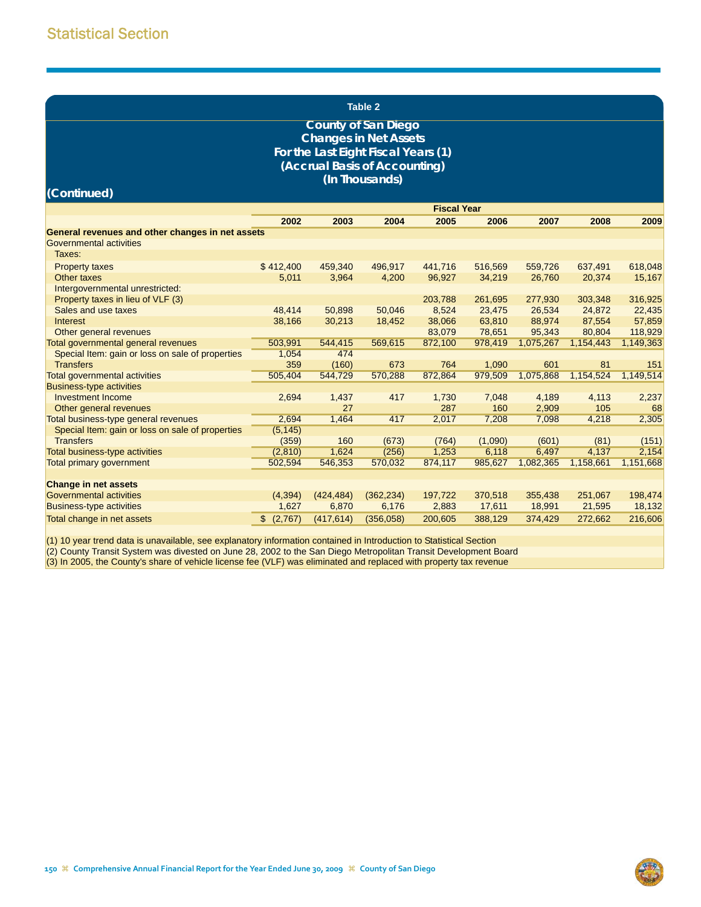## Statistical Section

**Table 2**

**County of San Diego**
**Changes in Net Assets**
**For the Last Eight Fiscal Years (1)**
**(Accrual Basis of Accounting)**
**(In Thousands)**

**(Continued)**

| | Fiscal Year | | | | | | | |
|---|---|---|---|---|---|---|---|---|
| | 2002 | 2003 | 2004 | 2005 | 2006 | 2007 | 2008 | 2009 |
| **General revenues and other changes in net assets** | | | | | | | | |
| Governmental activities | | | | | | | | |
| Taxes: | | | | | | | | |
| Property taxes | $ 412,400 | 459,340 | 496,917 | 441,716 | 516,569 | 559,726 | 637,491 | 618,048 |
| Other taxes | 5,011 | 3,964 | 4,200 | 96,927 | 34,219 | 26,760 | 20,374 | 15,167 |
| Intergovernmental unrestricted: | | | | | | | | |
| Property taxes in lieu of VLF (3) | | | | 203,788 | 261,695 | 277,930 | 303,348 | 316,925 |
| Sales and use taxes | 48,414 | 50,898 | 50,046 | 8,524 | 23,475 | 26,534 | 24,872 | 22,435 |
| Interest | 38,166 | 30,213 | 18,452 | 38,066 | 63,810 | 88,974 | 87,554 | 57,859 |
| Other general revenues | | | | 83,079 | 78,651 | 95,343 | 80,804 | 118,929 |
| Total governmental general revenues | 503,991 | 544,415 | 569,615 | 872,100 | 978,419 | 1,075,267 | 1,154,443 | 1,149,363 |
| Special Item: gain or loss on sale of properties | 1,054 | 474 | | | | | | |
| Transfers | 359 | (160) | 673 | 764 | 1,090 | 601 | 81 | 151 |
| Total governmental activities | 505,404 | 544,729 | 570,288 | 872,864 | 979,509 | 1,075,868 | 1,154,524 | 1,149,514 |
| Business-type activities | | | | | | | | |
| Investment Income | 2,694 | 1,437 | 417 | 1,730 | 7,048 | 4,189 | 4,113 | 2,237 |
| Other general revenues | | 27 | | 287 | 160 | 2,909 | 105 | 68 |
| Total business-type general revenues | 2,694 | 1,464 | 417 | 2,017 | 7,208 | 7,098 | 4,218 | 2,305 |
| Special Item: gain or loss on sale of properties | (5,145) | | | | | | | |
| Transfers | (359) | 160 | (673) | (764) | (1,090) | (601) | (81) | (151) |
| Total business-type activities | (2,810) | 1,624 | (256) | 1,253 | 6,118 | 6,497 | 4,137 | 2,154 |
| Total primary government | 502,594 | 546,353 | 570,032 | 874,117 | 985,627 | 1,082,365 | 1,158,661 | 1,151,668 |
| **Change in net assets** | | | | | | | | |
| Governmental activities | (4,394) | (424,484) | (362,234) | 197,722 | 370,518 | 355,438 | 251,067 | 198,474 |
| Business-type activities | 1,627 | 6,870 | 6,176 | 2,883 | 17,611 | 18,991 | 21,595 | 18,132 |
| Total change in net assets | $ (2,767) | (417,614) | (356,058) | 200,605 | 388,129 | 374,429 | 272,662 | 216,606 |

(1) 10 year trend data is unavailable, see explanatory information contained in Introduction to Statistical Section
(2) County Transit System was divested on June 28, 2002 to the San Diego Metropolitan Transit Development Board
(3) In 2005, the County's share of vehicle license fee (VLF) was eliminated and replaced with property tax revenue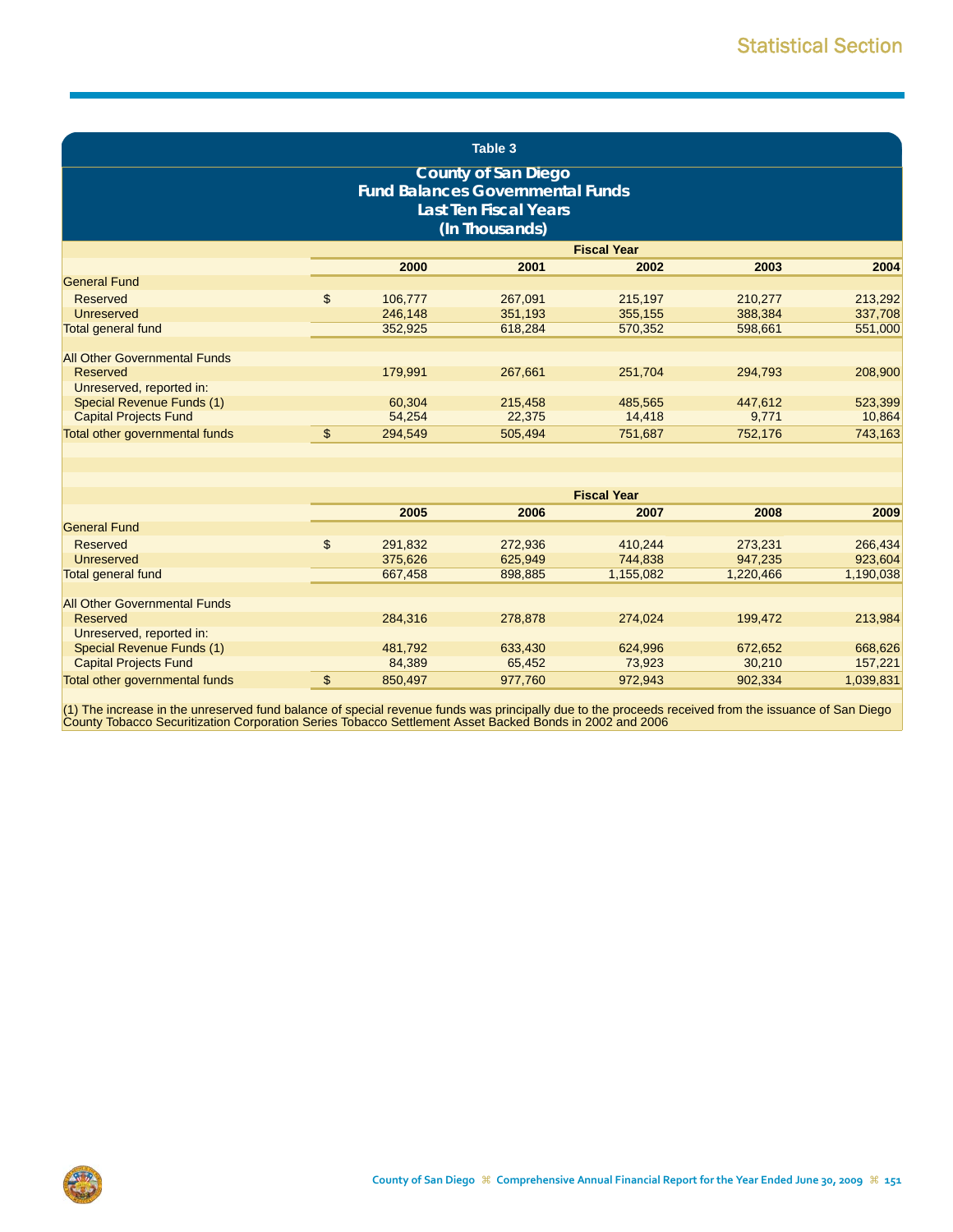## Table 3

### County of San Diego
### Fund Balances Governmental Funds
### Last Ten Fiscal Years
### (In Thousands)

| | Fiscal Year | | | | |
|---|---|---|---|---|---|
| | 2000 | 2001 | 2002 | 2003 | 2004 |
| General Fund | | | | | |
| Reserved | $ 106,777 | 267,091 | 215,197 | 210,277 | 213,292 |
| Unreserved | 246,148 | 351,193 | 355,155 | 388,384 | 337,708 |
| Total general fund | 352,925 | 618,284 | 570,352 | 598,661 | 551,000 |
| | | | | | |
| All Other Governmental Funds | | | | | |
| Reserved | 179,991 | 267,661 | 251,704 | 294,793 | 208,900 |
| Unreserved, reported in: | | | | | |
| Special Revenue Funds (1) | 60,304 | 215,458 | 485,565 | 447,612 | 523,399 |
| Capital Projects Fund | 54,254 | 22,375 | 14,418 | 9,771 | 10,864 |
| Total other governmental funds | $ 294,549 | 505,494 | 751,687 | 752,176 | 743,163 |

| | Fiscal Year | | | | |
|---|---|---|---|---|---|
| | 2005 | 2006 | 2007 | 2008 | 2009 |
| General Fund | | | | | |
| Reserved | $ 291,832 | 272,936 | 410,244 | 273,231 | 266,434 |
| Unreserved | 375,626 | 625,949 | 744,838 | 947,235 | 923,604 |
| Total general fund | 667,458 | 898,885 | 1,155,082 | 1,220,466 | 1,190,038 |
| | | | | | |
| All Other Governmental Funds | | | | | |
| Reserved | 284,316 | 278,878 | 274,024 | 199,472 | 213,984 |
| Unreserved, reported in: | | | | | |
| Special Revenue Funds (1) | 481,792 | 633,430 | 624,996 | 672,652 | 668,626 |
| Capital Projects Fund | 84,389 | 65,452 | 73,923 | 30,210 | 157,221 |
| Total other governmental funds | $ 850,497 | 977,760 | 972,943 | 902,334 | 1,039,831 |

(1) The increase in the unreserved fund balance of special revenue funds was principally due to the proceeds received from the issuance of San Diego County Tobacco Securitization Corporation Series Tobacco Settlement Asset Backed Bonds in 2002 and 2006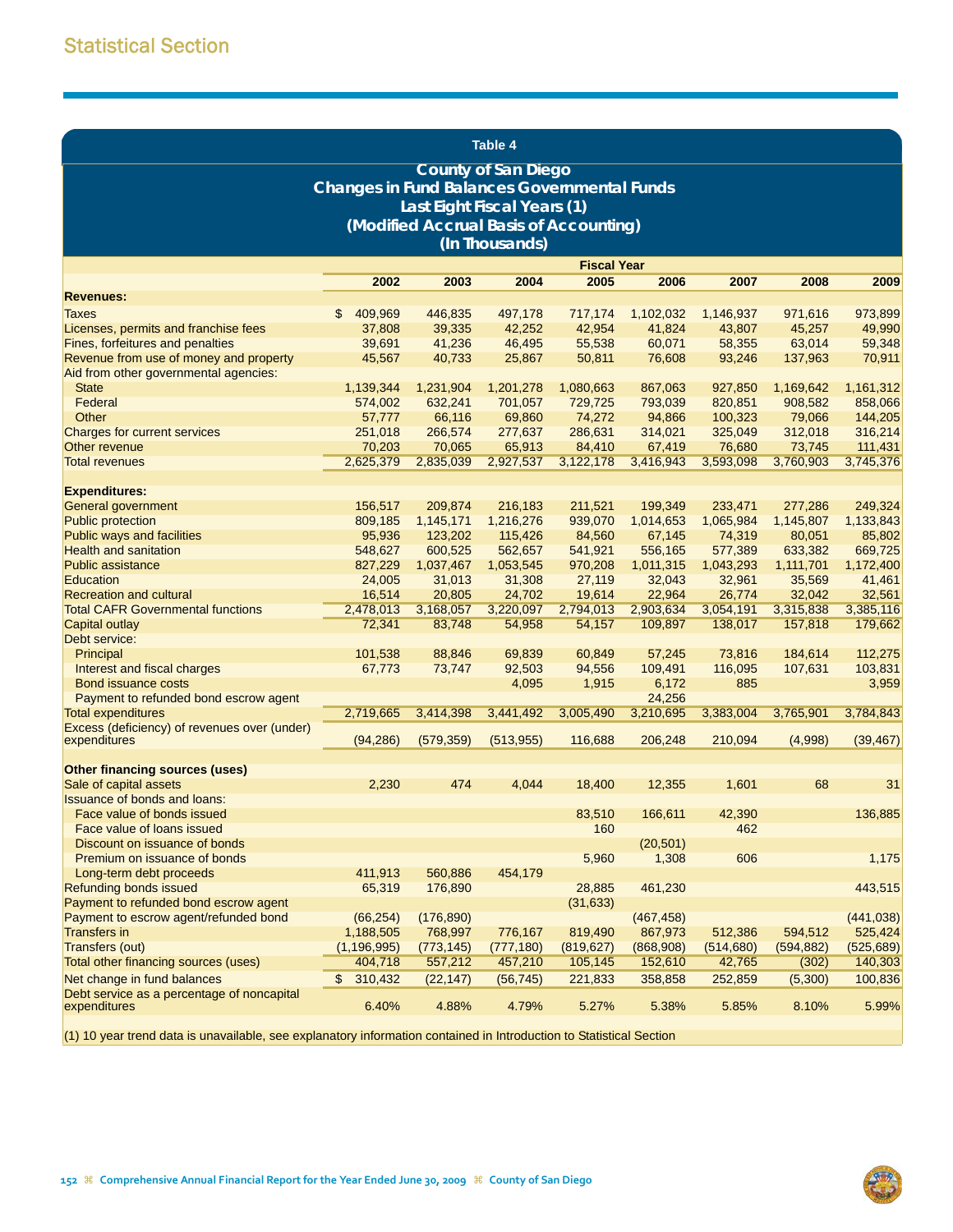# Statistical Section

## Table 4

### County of San Diego
### Changes in Fund Balances Governmental Funds
### Last Eight Fiscal Years (1)
### (Modified Accrual Basis of Accounting)
### (In Thousands)

| | Fiscal Year | | | | | | | |
|---|---|---|---|---|---|---|---|---|
| | 2002 | 2003 | 2004 | 2005 | 2006 | 2007 | 2008 | 2009 |
| **Revenues:** | | | | | | | | |
| Taxes | $ 409,969 | 446,835 | 497,178 | 717,174 | 1,102,032 | 1,146,937 | 971,616 | 973,899 |
| Licenses, permits and franchise fees | 37,808 | 39,335 | 42,252 | 42,954 | 41,824 | 43,807 | 45,257 | 49,990 |
| Fines, forfeitures and penalties | 39,691 | 41,236 | 46,495 | 55,538 | 60,071 | 58,355 | 63,014 | 59,348 |
| Revenue from use of money and property | 45,567 | 40,733 | 25,867 | 50,811 | 76,608 | 93,246 | 137,963 | 70,911 |
| Aid from other governmental agencies: | | | | | | | | |
| State | 1,139,344 | 1,231,904 | 1,201,278 | 1,080,663 | 867,063 | 927,850 | 1,169,642 | 1,161,312 |
| Federal | 574,002 | 632,241 | 701,057 | 729,725 | 793,039 | 820,851 | 908,582 | 858,066 |
| Other | 57,777 | 66,116 | 69,860 | 74,272 | 94,866 | 100,323 | 79,066 | 144,205 |
| Charges for current services | 251,018 | 266,574 | 277,637 | 286,631 | 314,021 | 325,049 | 312,018 | 316,214 |
| Other revenue | 70,203 | 70,065 | 65,913 | 84,410 | 67,419 | 76,680 | 73,745 | 111,431 |
| Total revenues | 2,625,379 | 2,835,039 | 2,927,537 | 3,122,178 | 3,416,943 | 3,593,098 | 3,760,903 | 3,745,376 |
| **Expenditures:** | | | | | | | | |
| General government | 156,517 | 209,874 | 216,183 | 211,521 | 199,349 | 233,471 | 277,286 | 249,324 |
| Public protection | 809,185 | 1,145,171 | 1,216,276 | 939,070 | 1,014,653 | 1,065,984 | 1,145,807 | 1,133,843 |
| Public ways and facilities | 95,936 | 123,202 | 115,426 | 84,560 | 67,145 | 74,319 | 80,051 | 85,802 |
| Health and sanitation | 548,627 | 600,525 | 562,657 | 541,921 | 556,165 | 577,389 | 633,382 | 669,725 |
| Public assistance | 827,229 | 1,037,467 | 1,053,545 | 970,208 | 1,011,315 | 1,043,293 | 1,111,701 | 1,172,400 |
| Education | 24,005 | 31,013 | 31,308 | 27,119 | 32,043 | 32,961 | 35,569 | 41,461 |
| Recreation and cultural | 16,514 | 20,805 | 24,702 | 19,614 | 22,964 | 26,774 | 32,042 | 32,561 |
| Total CAFR Governmental functions | 2,478,013 | 3,168,057 | 3,220,097 | 2,794,013 | 2,903,634 | 3,054,191 | 3,315,838 | 3,385,116 |
| Capital outlay | 72,341 | 83,748 | 54,958 | 54,157 | 109,897 | 138,017 | 157,818 | 179,662 |
| Debt service: | | | | | | | | |
| Principal | 101,538 | 88,846 | 69,839 | 60,849 | 57,245 | 73,816 | 184,614 | 112,275 |
| Interest and fiscal charges | 67,773 | 73,747 | 92,503 | 94,556 | 109,491 | 116,095 | 107,631 | 103,831 |
| Bond issuance costs | | | 4,095 | 1,915 | 6,172 | 885 | | 3,959 |
| Payment to refunded bond escrow agent | | | | | 24,256 | | | |
| Total expenditures | 2,719,665 | 3,414,398 | 3,441,492 | 3,005,490 | 3,210,695 | 3,383,004 | 3,765,901 | 3,784,843 |
| Excess (deficiency) of revenues over (under) expenditures | (94,286) | (579,359) | (513,955) | 116,688 | 206,248 | 210,094 | (4,998) | (39,467) |
| **Other financing sources (uses)** | | | | | | | | |
| Sale of capital assets | 2,230 | 474 | 4,044 | 18,400 | 12,355 | 1,601 | 68 | 31 |
| Issuance of bonds and loans: | | | | | | | | |
| Face value of bonds issued | | | | 83,510 | 166,611 | 42,390 | | 136,885 |
| Face value of loans issued | | | | 160 | | 462 | | |
| Discount on issuance of bonds | | | | | (20,501) | | | |
| Premium on issuance of bonds | | | | 5,960 | 1,308 | 606 | | 1,175 |
| Long-term debt proceeds | 411,913 | 560,886 | 454,179 | | | | | |
| Refunding bonds issued | 65,319 | 176,890 | | 28,885 | 461,230 | | | 443,515 |
| Payment to refunded bond escrow agent | | | | (31,633) | | | | |
| Payment to escrow agent/refunded bond | (66,254) | (176,890) | | | (467,458) | | | (441,038) |
| Transfers in | 1,188,505 | 768,997 | 776,167 | 819,490 | 867,973 | 512,386 | 594,512 | 525,424 |
| Transfers (out) | (1,196,995) | (773,145) | (777,180) | (819,627) | (868,908) | (514,680) | (594,882) | (525,689) |
| Total other financing sources (uses) | 404,718 | 557,212 | 457,210 | 105,145 | 152,610 | 42,765 | (302) | 140,303 |
| Net change in fund balances | $ 310,432 | (22,147) | (56,745) | 221,833 | 358,858 | 252,859 | (5,300) | 100,836 |
| Debt service as a percentage of noncapital expenditures | 6.40% | 4.88% | 4.79% | 5.27% | 5.38% | 5.85% | 8.10% | 5.99% |

(1) 10 year trend data is unavailable, see explanatory information contained in Introduction to Statistical Section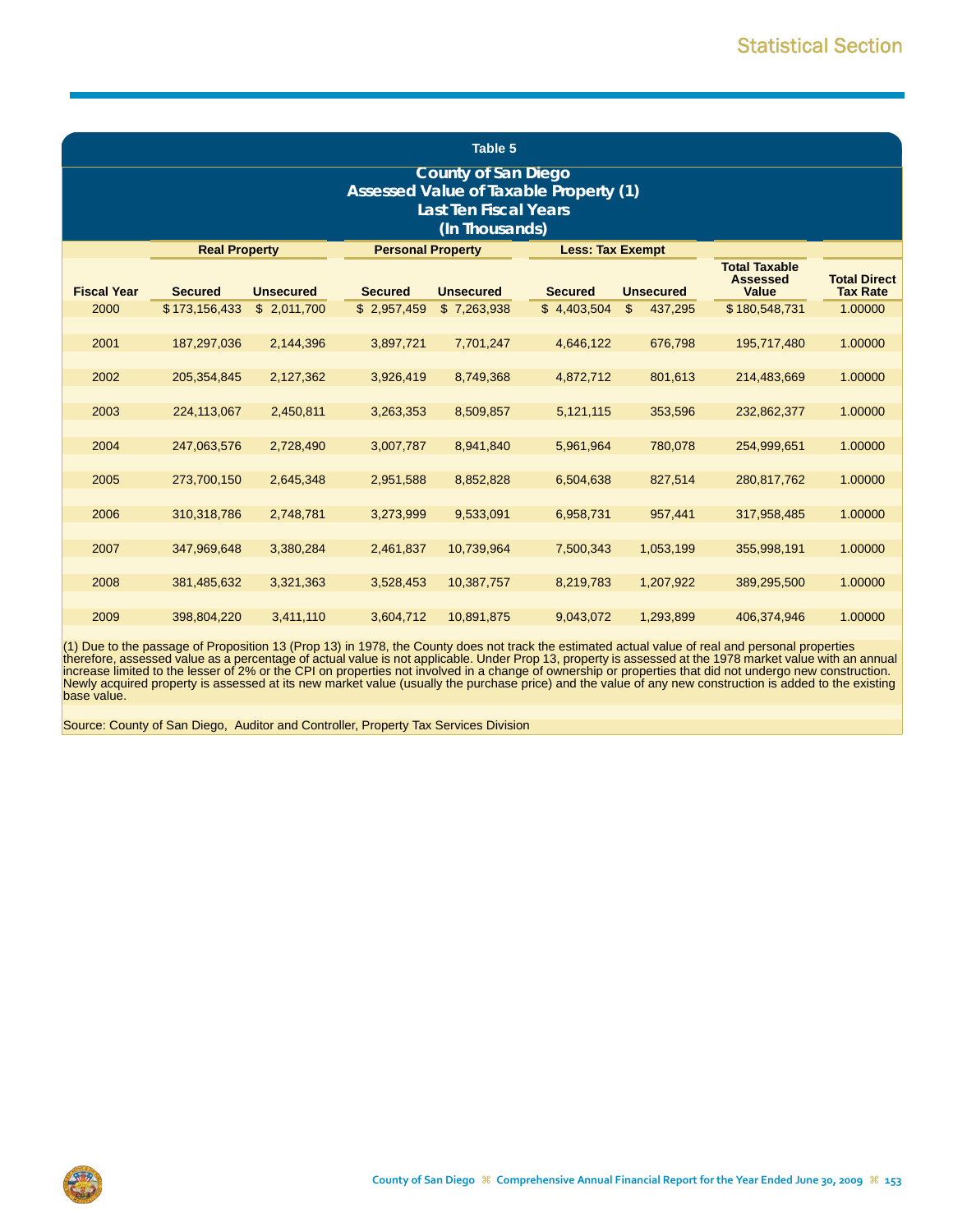## Table 5

### County of San Diego
### Assessed Value of Taxable Property (1)
### Last Ten Fiscal Years
### (In Thousands)

| | Real Property | | Personal Property | | Less: Tax Exempt | | | |
|---|---|---|---|---|---|---|---|---|
| Fiscal Year | Secured | Unsecured | Secured | Unsecured | Secured | Unsecured | Total Taxable Assessed Value | Total Direct Tax Rate |
| 2000 | $ 173,156,433 | $ 2,011,700 | $ 2,957,459 | $ 7,263,938 | $ 4,403,504 | $ 437,295 | $ 180,548,731 | 1.00000 |
| 2001 | 187,297,036 | 2,144,396 | 3,897,721 | 7,701,247 | 4,646,122 | 676,798 | 195,717,480 | 1.00000 |
| 2002 | 205,354,845 | 2,127,362 | 3,926,419 | 8,749,368 | 4,872,712 | 801,613 | 214,483,669 | 1.00000 |
| 2003 | 224,113,067 | 2,450,811 | 3,263,353 | 8,509,857 | 5,121,115 | 353,596 | 232,862,377 | 1.00000 |
| 2004 | 247,063,576 | 2,728,490 | 3,007,787 | 8,941,840 | 5,961,964 | 780,078 | 254,999,651 | 1.00000 |
| 2005 | 273,700,150 | 2,645,348 | 2,951,588 | 8,852,828 | 6,504,638 | 827,514 | 280,817,762 | 1.00000 |
| 2006 | 310,318,786 | 2,748,781 | 3,273,999 | 9,533,091 | 6,958,731 | 957,441 | 317,958,485 | 1.00000 |
| 2007 | 347,969,648 | 3,380,284 | 2,461,837 | 10,739,964 | 7,500,343 | 1,053,199 | 355,998,191 | 1.00000 |
| 2008 | 381,485,632 | 3,321,363 | 3,528,453 | 10,387,757 | 8,219,783 | 1,207,922 | 389,295,500 | 1.00000 |
| 2009 | 398,804,220 | 3,411,110 | 3,604,712 | 10,891,875 | 9,043,072 | 1,293,899 | 406,374,946 | 1.00000 |

(1) Due to the passage of Proposition 13 (Prop 13) in 1978, the County does not track the estimated actual value of real and personal properties therefore, assessed value as a percentage of actual value is not applicable. Under Prop 13, property is assessed at the 1978 market value with an annual increase limited to the lesser of 2% or the CPI on properties not involved in a change of ownership or properties that did not undergo new construction. Newly acquired property is assessed at its new market value (usually the purchase price) and the value of any new construction is added to the existing base value.

Source: County of San Diego, Auditor and Controller, Property Tax Services Division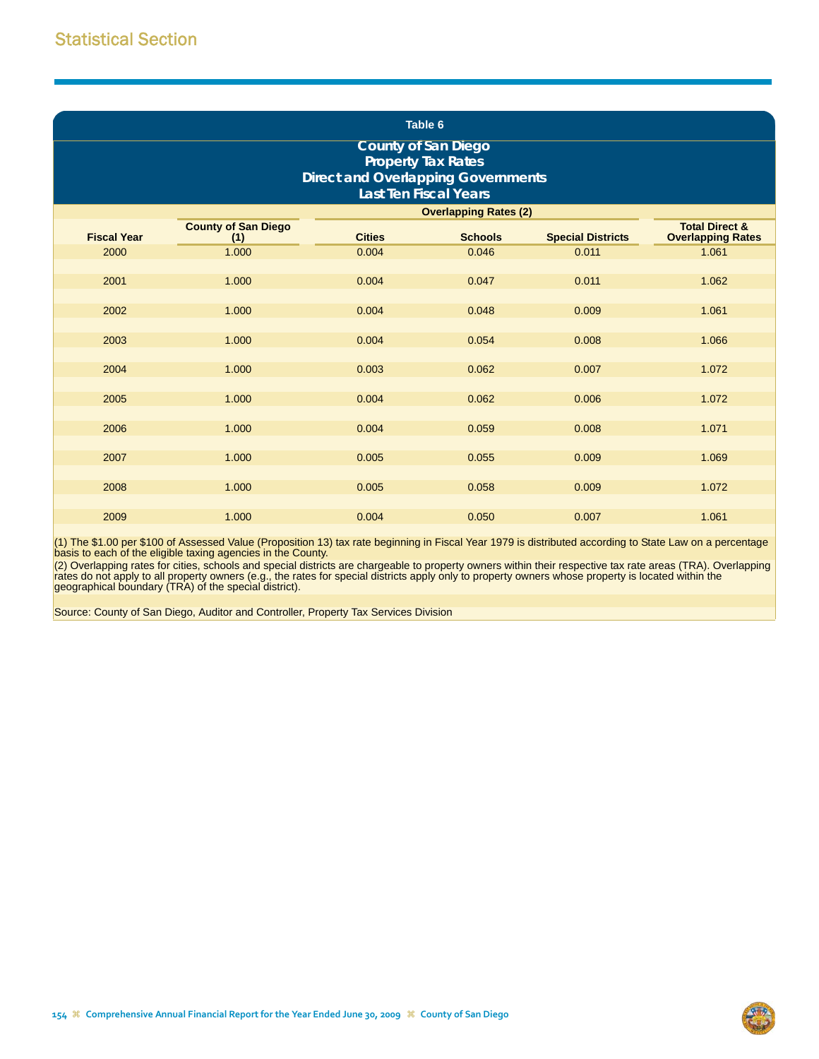## Statistical Section

### Table 6

### County of San Diego
### Property Tax Rates
### Direct and Overlapping Governments
### Last Ten Fiscal Years

| Fiscal Year | County of San Diego (1) | Overlapping Rates (2) | | | Total Direct & Overlapping Rates |
|---|---|---|---|---|---|
| | | Cities | Schools | Special Districts | |
| 2000 | 1.000 | 0.004 | 0.046 | 0.011 | 1.061 |
| 2001 | 1.000 | 0.004 | 0.047 | 0.011 | 1.062 |
| 2002 | 1.000 | 0.004 | 0.048 | 0.009 | 1.061 |
| 2003 | 1.000 | 0.004 | 0.054 | 0.008 | 1.066 |
| 2004 | 1.000 | 0.003 | 0.062 | 0.007 | 1.072 |
| 2005 | 1.000 | 0.004 | 0.062 | 0.006 | 1.072 |
| 2006 | 1.000 | 0.004 | 0.059 | 0.008 | 1.071 |
| 2007 | 1.000 | 0.005 | 0.055 | 0.009 | 1.069 |
| 2008 | 1.000 | 0.005 | 0.058 | 0.009 | 1.072 |
| 2009 | 1.000 | 0.004 | 0.050 | 0.007 | 1.061 |

(1) The $1.00 per $100 of Assessed Value (Proposition 13) tax rate beginning in Fiscal Year 1979 is distributed according to State Law on a percentage basis to each of the eligible taxing agencies in the County.

(2) Overlapping rates for cities, schools and special districts are chargeable to property owners within their respective tax rate areas (TRA). Overlapping rates do not apply to all property owners (e.g., the rates for special districts apply only to property owners whose property is located within the geographical boundary (TRA) of the special district).

Source: County of San Diego, Auditor and Controller, Property Tax Services Division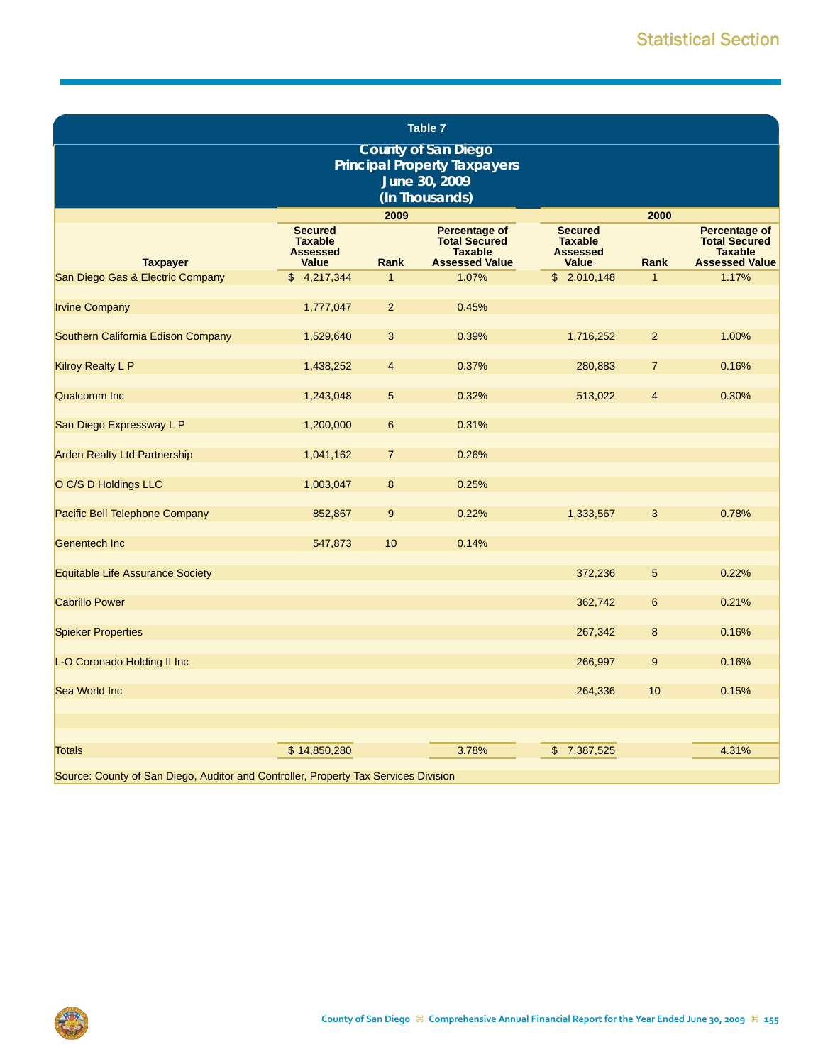## Table 7

### County of San Diego
### Principal Property Taxpayers
### June 30, 2009
### (In Thousands)

| Taxpayer | 2009 | | | 2000 | | |
|---|---|---|---|---|---|---|
| | Secured Taxable Assessed Value | Rank | Percentage of Total Secured Taxable Assessed Value | Secured Taxable Assessed Value | Rank | Percentage of Total Secured Taxable Assessed Value |
| San Diego Gas & Electric Company | $ 4,217,344 | 1 | 1.07% | $ 2,010,148 | 1 | 1.17% |
| Irvine Company | 1,777,047 | 2 | 0.45% | | | |
| Southern California Edison Company | 1,529,640 | 3 | 0.39% | 1,716,252 | 2 | 1.00% |
| Kilroy Realty L P | 1,438,252 | 4 | 0.37% | 280,883 | 7 | 0.16% |
| Qualcomm Inc | 1,243,048 | 5 | 0.32% | 513,022 | 4 | 0.30% |
| San Diego Expressway L P | 1,200,000 | 6 | 0.31% | | | |
| Arden Realty Ltd Partnership | 1,041,162 | 7 | 0.26% | | | |
| O C/S D Holdings LLC | 1,003,047 | 8 | 0.25% | | | |
| Pacific Bell Telephone Company | 852,867 | 9 | 0.22% | 1,333,567 | 3 | 0.78% |
| Genentech Inc | 547,873 | 10 | 0.14% | | | |
| Equitable Life Assurance Society | | | | 372,236 | 5 | 0.22% |
| Cabrillo Power | | | | 362,742 | 6 | 0.21% |
| Spieker Properties | | | | 267,342 | 8 | 0.16% |
| L-O Coronado Holding II Inc | | | | 266,997 | 9 | 0.16% |
| Sea World Inc | | | | 264,336 | 10 | 0.15% |
| Totals | $ 14,850,280 | | 3.78% | $ 7,387,525 | | 4.31% |

Source: County of San Diego, Auditor and Controller, Property Tax Services Division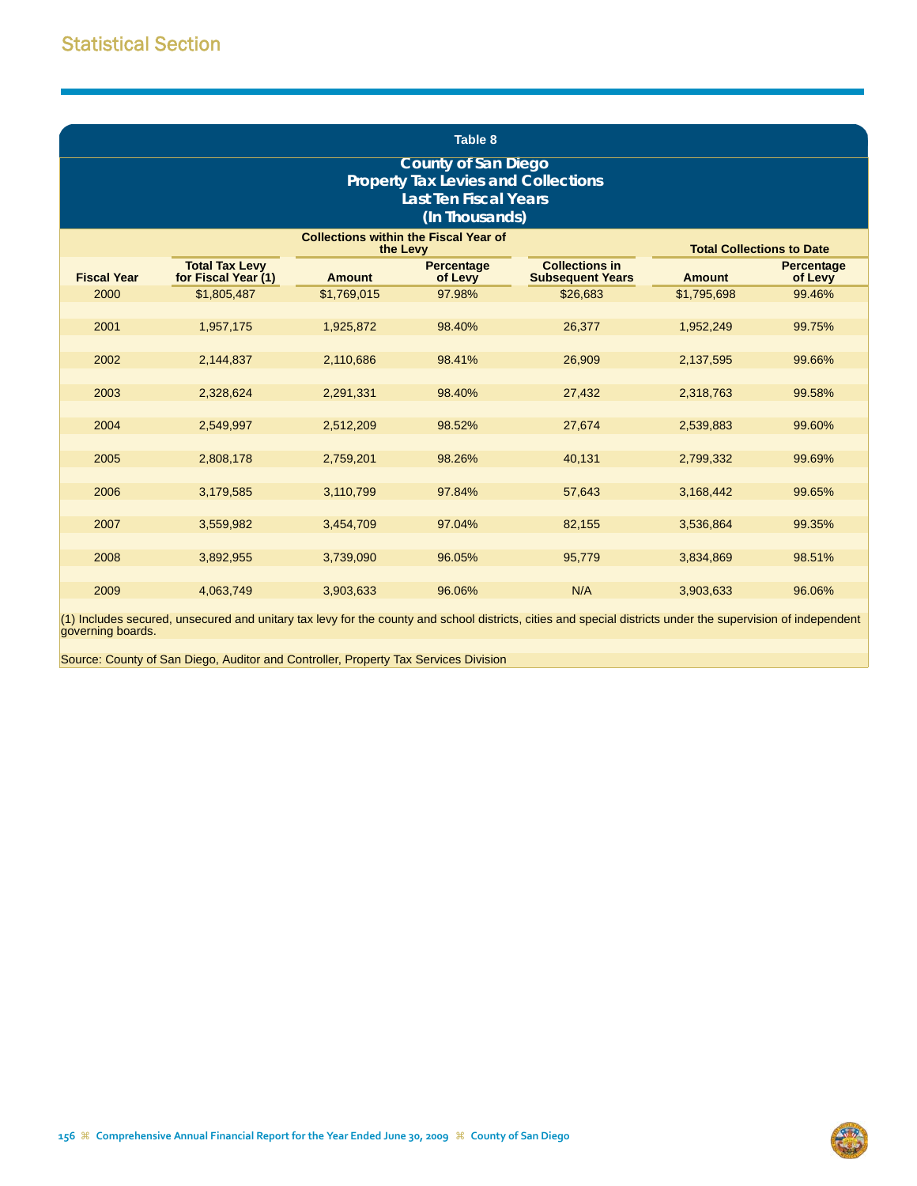## Statistical Section

### Table 8

### County of San Diego
### Property Tax Levies and Collections
### Last Ten Fiscal Years
### (In Thousands)

| | | Collections within the Fiscal Year of the Levy | | | Total Collections to Date | |
|---|---|---|---|---|---|---|
| Fiscal Year | Total Tax Levy for Fiscal Year (1) | Amount | Percentage of Levy | Collections in Subsequent Years | Amount | Percentage of Levy |
| 2000 | $1,805,487 | $1,769,015 | 97.98% | $26,683 | $1,795,698 | 99.46% |
| 2001 | 1,957,175 | 1,925,872 | 98.40% | 26,377 | 1,952,249 | 99.75% |
| 2002 | 2,144,837 | 2,110,686 | 98.41% | 26,909 | 2,137,595 | 99.66% |
| 2003 | 2,328,624 | 2,291,331 | 98.40% | 27,432 | 2,318,763 | 99.58% |
| 2004 | 2,549,997 | 2,512,209 | 98.52% | 27,674 | 2,539,883 | 99.60% |
| 2005 | 2,808,178 | 2,759,201 | 98.26% | 40,131 | 2,799,332 | 99.69% |
| 2006 | 3,179,585 | 3,110,799 | 97.84% | 57,643 | 3,168,442 | 99.65% |
| 2007 | 3,559,982 | 3,454,709 | 97.04% | 82,155 | 3,536,864 | 99.35% |
| 2008 | 3,892,955 | 3,739,090 | 96.05% | 95,779 | 3,834,869 | 98.51% |
| 2009 | 4,063,749 | 3,903,633 | 96.06% | N/A | 3,903,633 | 96.06% |

(1) Includes secured, unsecured and unitary tax levy for the county and school districts, cities and special districts under the supervision of independent governing boards.

Source: County of San Diego, Auditor and Controller, Property Tax Services Division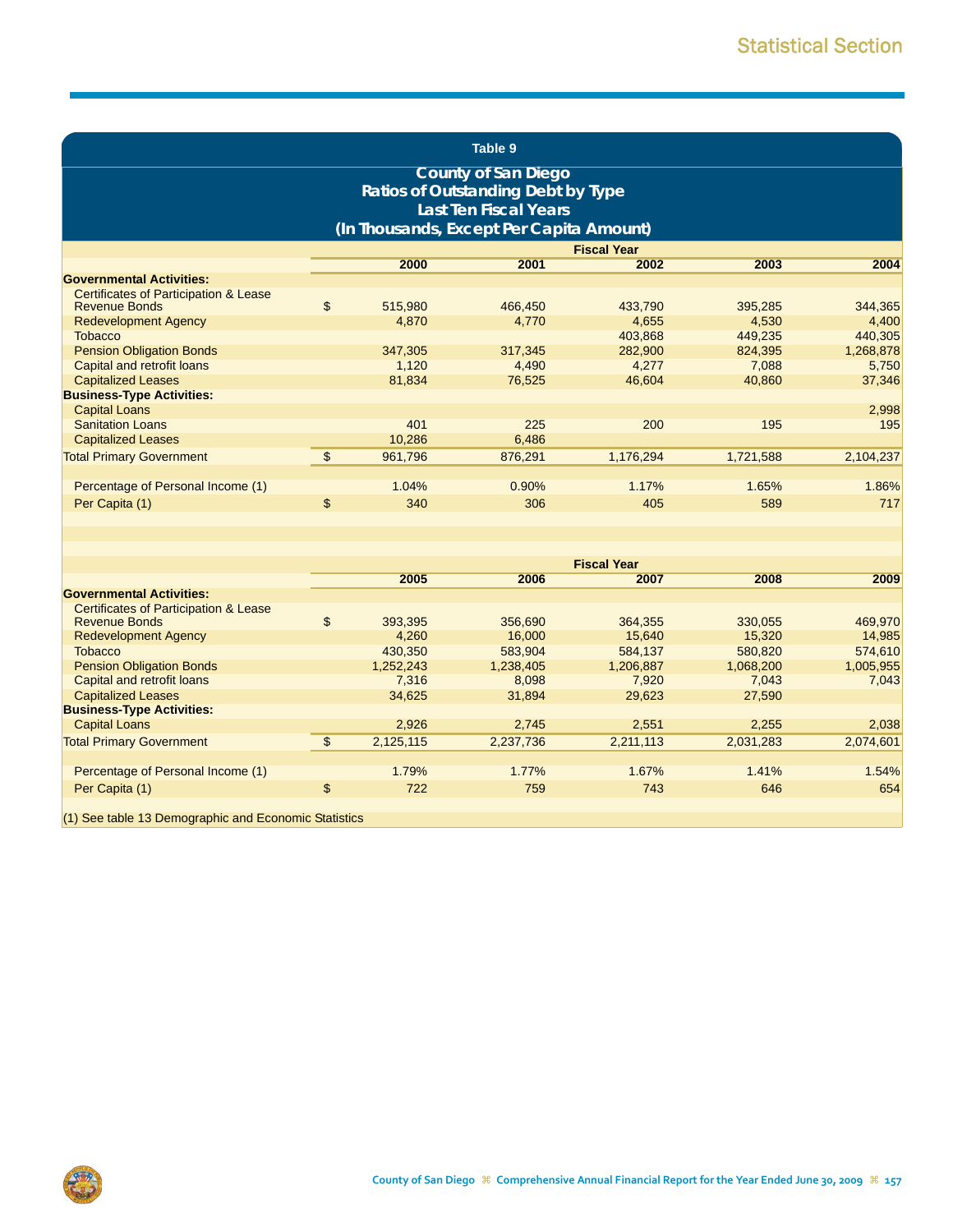## Table 9

### County of San Diego
### Ratios of Outstanding Debt by Type
### Last Ten Fiscal Years
### (In Thousands, Except Per Capita Amount)

| | Fiscal Year | | | | |
|---|---|---|---|---|---|
| | 2000 | 2001 | 2002 | 2003 | 2004 |
| **Governmental Activities:** | | | | | |
| Certificates of Participation & Lease Revenue Bonds | $ 515,980 | 466,450 | 433,790 | 395,285 | 344,365 |
| Redevelopment Agency | 4,870 | 4,770 | 4,655 | 4,530 | 4,400 |
| Tobacco | | | 403,868 | 449,235 | 440,305 |
| Pension Obligation Bonds | 347,305 | 317,345 | 282,900 | 824,395 | 1,268,878 |
| Capital and retrofit loans | 1,120 | 4,490 | 4,277 | 7,088 | 5,750 |
| Capitalized Leases | 81,834 | 76,525 | 46,604 | 40,860 | 37,346 |
| **Business-Type Activities:** | | | | | |
| Capital Loans | | | | | 2,998 |
| Sanitation Loans | 401 | 225 | 200 | 195 | 195 |
| Capitalized Leases | 10,286 | 6,486 | | | |
| Total Primary Government | $ 961,796 | 876,291 | 1,176,294 | 1,721,588 | 2,104,237 |
| Percentage of Personal Income (1) | 1.04% | 0.90% | 1.17% | 1.65% | 1.86% |
| Per Capita (1) | $ 340 | 306 | 405 | 589 | 717 |

| | Fiscal Year | | | | |
|---|---|---|---|---|---|
| | 2005 | 2006 | 2007 | 2008 | 2009 |
| **Governmental Activities:** | | | | | |
| Certificates of Participation & Lease Revenue Bonds | $ 393,395 | 356,690 | 364,355 | 330,055 | 469,970 |
| Redevelopment Agency | 4,260 | 16,000 | 15,640 | 15,320 | 14,985 |
| Tobacco | 430,350 | 583,904 | 584,137 | 580,820 | 574,610 |
| Pension Obligation Bonds | 1,252,243 | 1,238,405 | 1,206,887 | 1,068,200 | 1,005,955 |
| Capital and retrofit loans | 7,316 | 8,098 | 7,920 | 7,043 | 7,043 |
| Capitalized Leases | 34,625 | 31,894 | 29,623 | 27,590 | |
| **Business-Type Activities:** | | | | | |
| Capital Loans | 2,926 | 2,745 | 2,551 | 2,255 | 2,038 |
| Total Primary Government | $ 2,125,115 | 2,237,736 | 2,211,113 | 2,031,283 | 2,074,601 |
| Percentage of Personal Income (1) | 1.79% | 1.77% | 1.67% | 1.41% | 1.54% |
| Per Capita (1) | $ 722 | 759 | 743 | 646 | 654 |

(1) See table 13 Demographic and Economic Statistics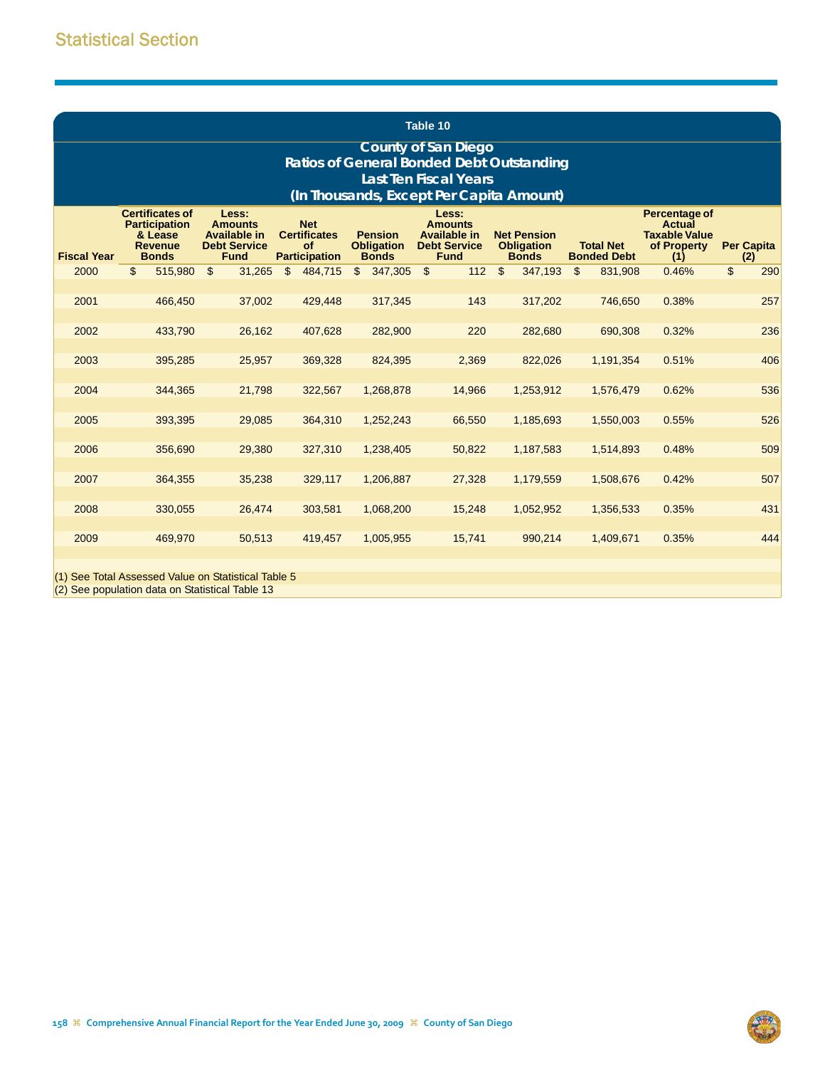Statistical Section

**Table 10**

## County of San Diego
## Ratios of General Bonded Debt Outstanding
## Last Ten Fiscal Years
## (In Thousands, Except Per Capita Amount)

| Fiscal Year | Certificates of Participation & Lease Revenue Bonds | Less: Amounts Available in Debt Service Fund | Net Certificates of Participation | Pension Obligation Bonds | Less: Amounts Available in Debt Service Fund | Net Pension Obligation Bonds | Total Net Bonded Debt | Percentage of Actual Taxable Value of Property (1) | Per Capita (2) |
|---|---|---|---|---|---|---|---|---|---|
| 2000 | $ 515,980 | $ 31,265 | $ 484,715 | $ 347,305 | $ 112 | $ 347,193 | $ 831,908 | 0.46% | $ 290 |
| 2001 | 466,450 | 37,002 | 429,448 | 317,345 | 143 | 317,202 | 746,650 | 0.38% | 257 |
| 2002 | 433,790 | 26,162 | 407,628 | 282,900 | 220 | 282,680 | 690,308 | 0.32% | 236 |
| 2003 | 395,285 | 25,957 | 369,328 | 824,395 | 2,369 | 822,026 | 1,191,354 | 0.51% | 406 |
| 2004 | 344,365 | 21,798 | 322,567 | 1,268,878 | 14,966 | 1,253,912 | 1,576,479 | 0.62% | 536 |
| 2005 | 393,395 | 29,085 | 364,310 | 1,252,243 | 66,550 | 1,185,693 | 1,550,003 | 0.55% | 526 |
| 2006 | 356,690 | 29,380 | 327,310 | 1,238,405 | 50,822 | 1,187,583 | 1,514,893 | 0.48% | 509 |
| 2007 | 364,355 | 35,238 | 329,117 | 1,206,887 | 27,328 | 1,179,559 | 1,508,676 | 0.42% | 507 |
| 2008 | 330,055 | 26,474 | 303,581 | 1,068,200 | 15,248 | 1,052,952 | 1,356,533 | 0.35% | 431 |
| 2009 | 469,970 | 50,513 | 419,457 | 1,005,955 | 15,741 | 990,214 | 1,409,671 | 0.35% | 444 |

(1) See Total Assessed Value on Statistical Table 5
(2) See population data on Statistical Table 13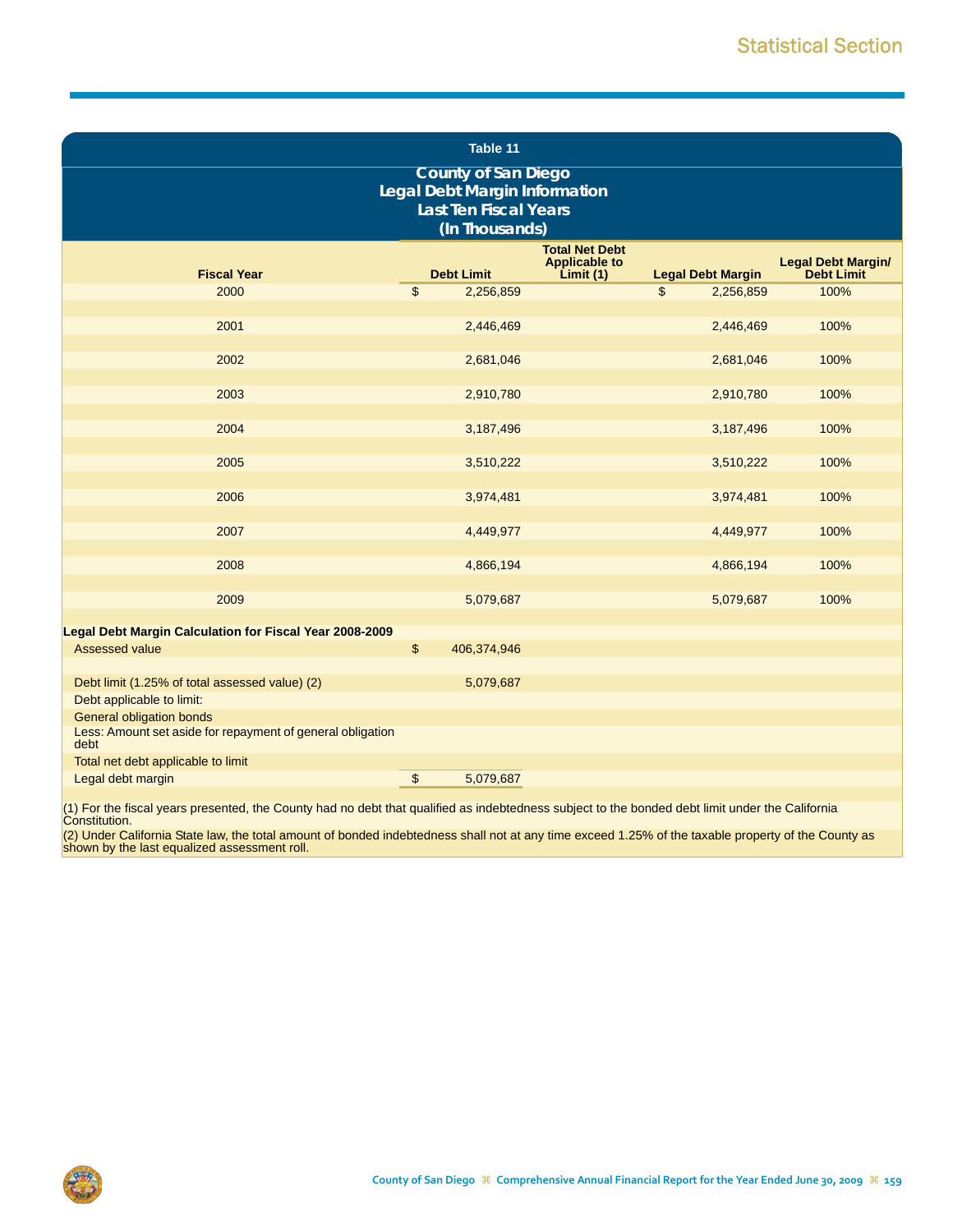## Table 11

### County of San Diego
### Legal Debt Margin Information
### Last Ten Fiscal Years
### (In Thousands)

| Fiscal Year | Debt Limit | Total Net Debt Applicable to Limit (1) | Legal Debt Margin | Legal Debt Margin/ Debt Limit |
|---|---|---|---|---|
| 2000 | $ 2,256,859 | | $ 2,256,859 | 100% |
| 2001 | 2,446,469 | | 2,446,469 | 100% |
| 2002 | 2,681,046 | | 2,681,046 | 100% |
| 2003 | 2,910,780 | | 2,910,780 | 100% |
| 2004 | 3,187,496 | | 3,187,496 | 100% |
| 2005 | 3,510,222 | | 3,510,222 | 100% |
| 2006 | 3,974,481 | | 3,974,481 | 100% |
| 2007 | 4,449,977 | | 4,449,977 | 100% |
| 2008 | 4,866,194 | | 4,866,194 | 100% |
| 2009 | 5,079,687 | | 5,079,687 | 100% |

**Legal Debt Margin Calculation for Fiscal Year 2008-2009**

| | |
|---|---|
| Assessed value | $ 406,374,946 |
| Debt limit (1.25% of total assessed value) (2) | 5,079,687 |
| Debt applicable to limit: | |
| General obligation bonds | |
| Less: Amount set aside for repayment of general obligation debt | |
| Total net debt applicable to limit | |
| Legal debt margin | $ 5,079,687 |

(1) For the fiscal years presented, the County had no debt that qualified as indebtedness subject to the bonded debt limit under the California Constitution.

(2) Under California State law, the total amount of bonded indebtedness shall not at any time exceed 1.25% of the taxable property of the County as shown by the last equalized assessment roll.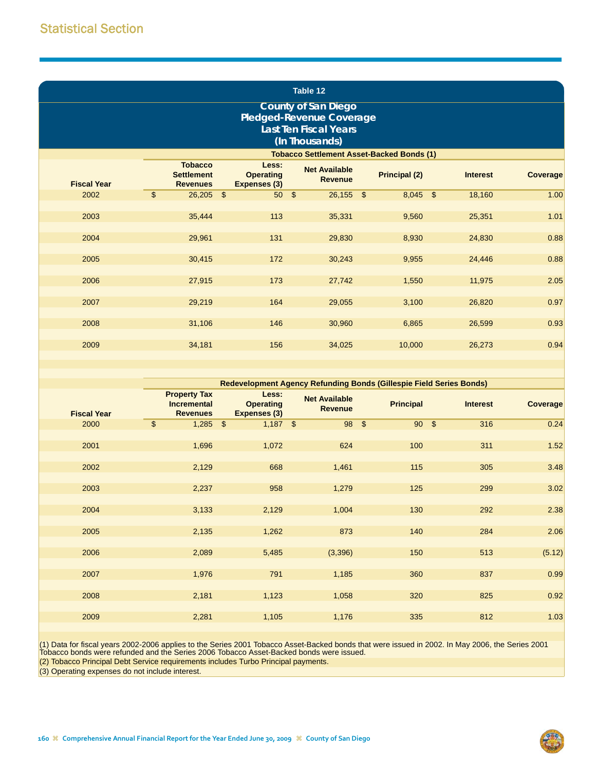## Statistical Section

### Table 12

### County of San Diego
### Pledged-Revenue Coverage
### Last Ten Fiscal Years
### (In Thousands)

| | Tobacco Settlement Asset-Backed Bonds (1) | | | | | |
|---|---|---|---|---|---|---|
| Fiscal Year | Tobacco Settlement Revenues | Less: Operating Expenses (3) | Net Available Revenue | Principal (2) | Interest | Coverage |
| 2002 | $ 26,205 | $ 50 | $ 26,155 | $ 8,045 | $ 18,160 | 1.00 |
| 2003 | 35,444 | 113 | 35,331 | 9,560 | 25,351 | 1.01 |
| 2004 | 29,961 | 131 | 29,830 | 8,930 | 24,830 | 0.88 |
| 2005 | 30,415 | 172 | 30,243 | 9,955 | 24,446 | 0.88 |
| 2006 | 27,915 | 173 | 27,742 | 1,550 | 11,975 | 2.05 |
| 2007 | 29,219 | 164 | 29,055 | 3,100 | 26,820 | 0.97 |
| 2008 | 31,106 | 146 | 30,960 | 6,865 | 26,599 | 0.93 |
| 2009 | 34,181 | 156 | 34,025 | 10,000 | 26,273 | 0.94 |

| | Redevelopment Agency Refunding Bonds (Gillespie Field Series Bonds) | | | | | |
|---|---|---|---|---|---|---|
| Fiscal Year | Property Tax Incremental Revenues | Less: Operating Expenses (3) | Net Available Revenue | Principal | Interest | Coverage |
| 2000 | $ 1,285 | $ 1,187 | $ 98 | $ 90 | $ 316 | 0.24 |
| 2001 | 1,696 | 1,072 | 624 | 100 | 311 | 1.52 |
| 2002 | 2,129 | 668 | 1,461 | 115 | 305 | 3.48 |
| 2003 | 2,237 | 958 | 1,279 | 125 | 299 | 3.02 |
| 2004 | 3,133 | 2,129 | 1,004 | 130 | 292 | 2.38 |
| 2005 | 2,135 | 1,262 | 873 | 140 | 284 | 2.06 |
| 2006 | 2,089 | 5,485 | (3,396) | 150 | 513 | (5.12) |
| 2007 | 1,976 | 791 | 1,185 | 360 | 837 | 0.99 |
| 2008 | 2,181 | 1,123 | 1,058 | 320 | 825 | 0.92 |
| 2009 | 2,281 | 1,105 | 1,176 | 335 | 812 | 1.03 |

(1) Data for fiscal years 2002-2006 applies to the Series 2001 Tobacco Asset-Backed bonds that were issued in 2002. In May 2006, the Series 2001 Tobacco bonds were refunded and the Series 2006 Tobacco Asset-Backed bonds were issued.
(2) Tobacco Principal Debt Service requirements includes Turbo Principal payments.
(3) Operating expenses do not include interest.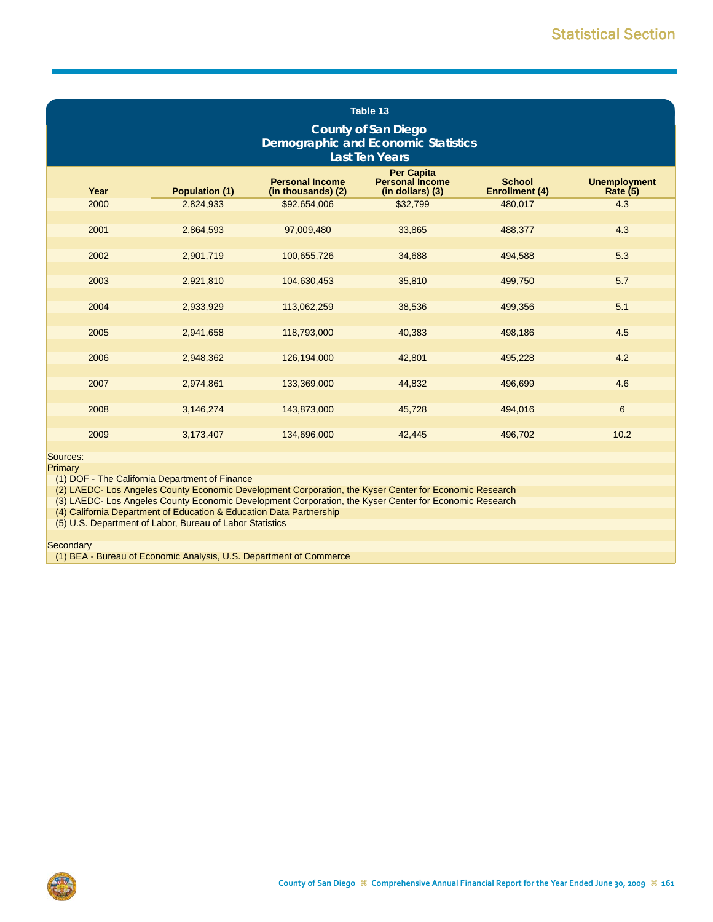## Table 13

### County of San Diego
### Demographic and Economic Statistics
### Last Ten Years

| Year | Population (1) | Personal Income (in thousands) (2) | Per Capita Personal Income (in dollars) (3) | School Enrollment (4) | Unemployment Rate (5) |
|---|---|---|---|---|---|
| 2000 | 2,824,933 | $92,654,006 | $32,799 | 480,017 | 4.3 |
| 2001 | 2,864,593 | 97,009,480 | 33,865 | 488,377 | 4.3 |
| 2002 | 2,901,719 | 100,655,726 | 34,688 | 494,588 | 5.3 |
| 2003 | 2,921,810 | 104,630,453 | 35,810 | 499,750 | 5.7 |
| 2004 | 2,933,929 | 113,062,259 | 38,536 | 499,356 | 5.1 |
| 2005 | 2,941,658 | 118,793,000 | 40,383 | 498,186 | 4.5 |
| 2006 | 2,948,362 | 126,194,000 | 42,801 | 495,228 | 4.2 |
| 2007 | 2,974,861 | 133,369,000 | 44,832 | 496,699 | 4.6 |
| 2008 | 3,146,274 | 143,873,000 | 45,728 | 494,016 | 6 |
| 2009 | 3,173,407 | 134,696,000 | 42,445 | 496,702 | 10.2 |

Sources:

Primary

(1) DOF - The California Department of Finance
(2) LAEDC- Los Angeles County Economic Development Corporation, the Kyser Center for Economic Research
(3) LAEDC- Los Angeles County Economic Development Corporation, the Kyser Center for Economic Research
(4) California Department of Education & Education Data Partnership
(5) U.S. Department of Labor, Bureau of Labor Statistics

Secondary

(1) BEA - Bureau of Economic Analysis, U.S. Department of Commerce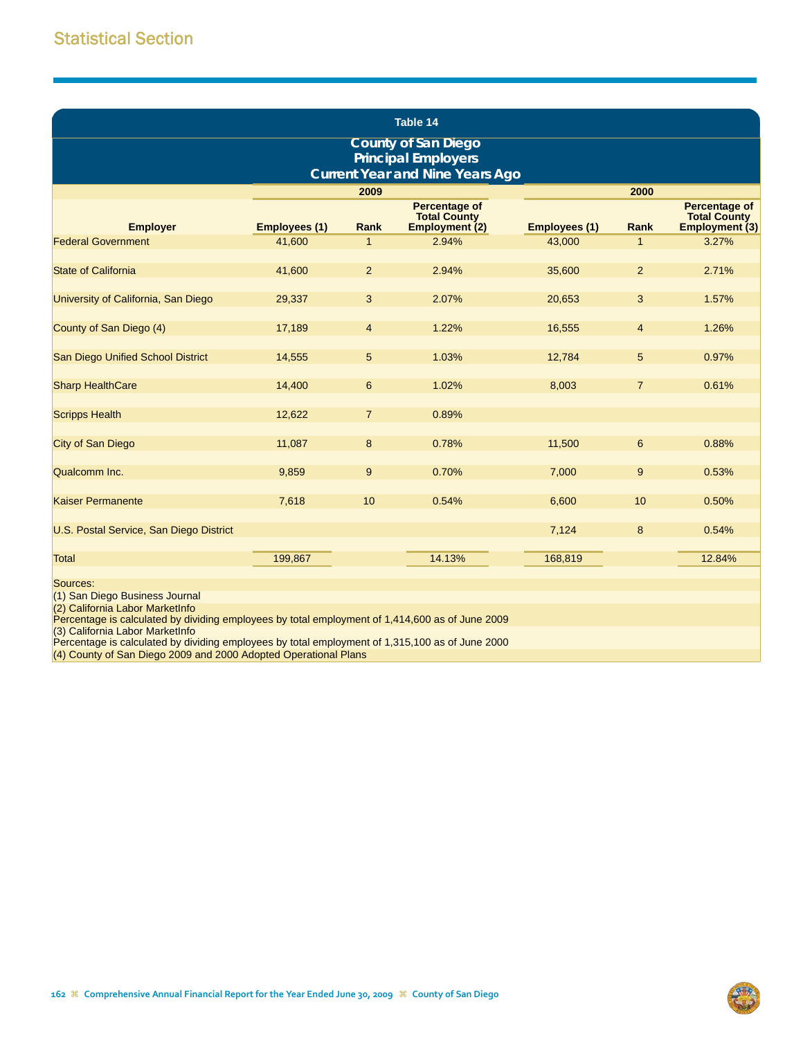## Statistical Section

### Table 14

### County of San Diego
### Principal Employers
### Current Year and Nine Years Ago

| Employer | 2009 | | | 2000 | | |
|---|---|---|---|---|---|---|
| | Employees (1) | Rank | Percentage of Total County Employment (2) | Employees (1) | Rank | Percentage of Total County Employment (3) |
| Federal Government | 41,600 | 1 | 2.94% | 43,000 | 1 | 3.27% |
| State of California | 41,600 | 2 | 2.94% | 35,600 | 2 | 2.71% |
| University of California, San Diego | 29,337 | 3 | 2.07% | 20,653 | 3 | 1.57% |
| County of San Diego (4) | 17,189 | 4 | 1.22% | 16,555 | 4 | 1.26% |
| San Diego Unified School District | 14,555 | 5 | 1.03% | 12,784 | 5 | 0.97% |
| Sharp HealthCare | 14,400 | 6 | 1.02% | 8,003 | 7 | 0.61% |
| Scripps Health | 12,622 | 7 | 0.89% | | | |
| City of San Diego | 11,087 | 8 | 0.78% | 11,500 | 6 | 0.88% |
| Qualcomm Inc. | 9,859 | 9 | 0.70% | 7,000 | 9 | 0.53% |
| Kaiser Permanente | 7,618 | 10 | 0.54% | 6,600 | 10 | 0.50% |
| U.S. Postal Service, San Diego District | | | | 7,124 | 8 | 0.54% |
| Total | 199,867 | | 14.13% | 168,819 | | 12.84% |

Sources:
(1) San Diego Business Journal
(2) California Labor MarketInfo
Percentage is calculated by dividing employees by total employment of 1,414,600 as of June 2009
(3) California Labor MarketInfo
Percentage is calculated by dividing employees by total employment of 1,315,100 as of June 2000
(4) County of San Diego 2009 and 2000 Adopted Operational Plans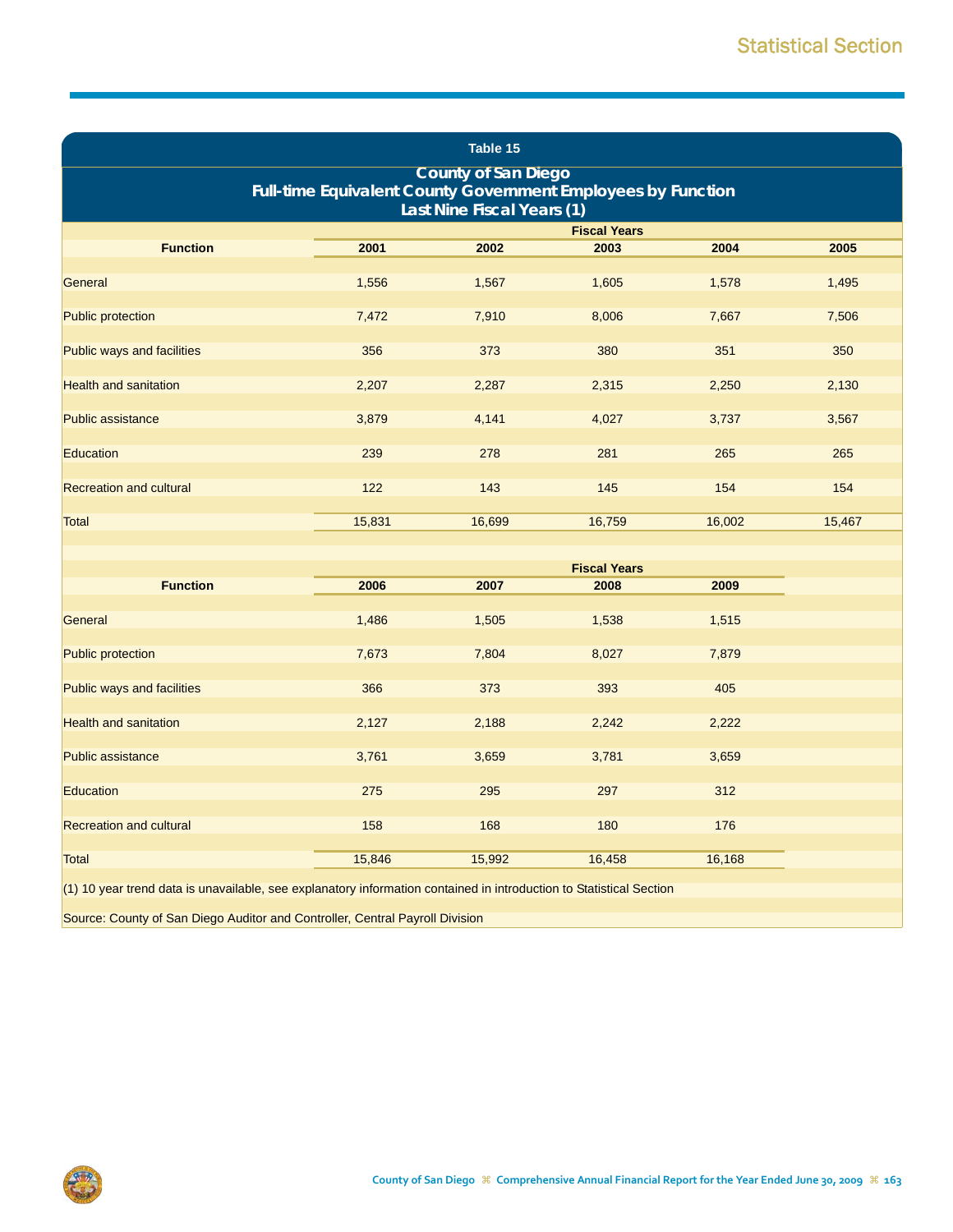## Table 15

### County of San Diego
### Full-time Equivalent County Government Employees by Function
### Last Nine Fiscal Years (1)

| Function | Fiscal Years | | | | |
|---|---|---|---|---|---|
| | 2001 | 2002 | 2003 | 2004 | 2005 |
| General | 1,556 | 1,567 | 1,605 | 1,578 | 1,495 |
| Public protection | 7,472 | 7,910 | 8,006 | 7,667 | 7,506 |
| Public ways and facilities | 356 | 373 | 380 | 351 | 350 |
| Health and sanitation | 2,207 | 2,287 | 2,315 | 2,250 | 2,130 |
| Public assistance | 3,879 | 4,141 | 4,027 | 3,737 | 3,567 |
| Education | 239 | 278 | 281 | 265 | 265 |
| Recreation and cultural | 122 | 143 | 145 | 154 | 154 |
| Total | 15,831 | 16,699 | 16,759 | 16,002 | 15,467 |

| Function | Fiscal Years | | | |
|---|---|---|---|---|
| | 2006 | 2007 | 2008 | 2009 |
| General | 1,486 | 1,505 | 1,538 | 1,515 |
| Public protection | 7,673 | 7,804 | 8,027 | 7,879 |
| Public ways and facilities | 366 | 373 | 393 | 405 |
| Health and sanitation | 2,127 | 2,188 | 2,242 | 2,222 |
| Public assistance | 3,761 | 3,659 | 3,781 | 3,659 |
| Education | 275 | 295 | 297 | 312 |
| Recreation and cultural | 158 | 168 | 180 | 176 |
| Total | 15,846 | 15,992 | 16,458 | 16,168 |

(1) 10 year trend data is unavailable, see explanatory information contained in introduction to Statistical Section

Source: County of San Diego Auditor and Controller, Central Payroll Division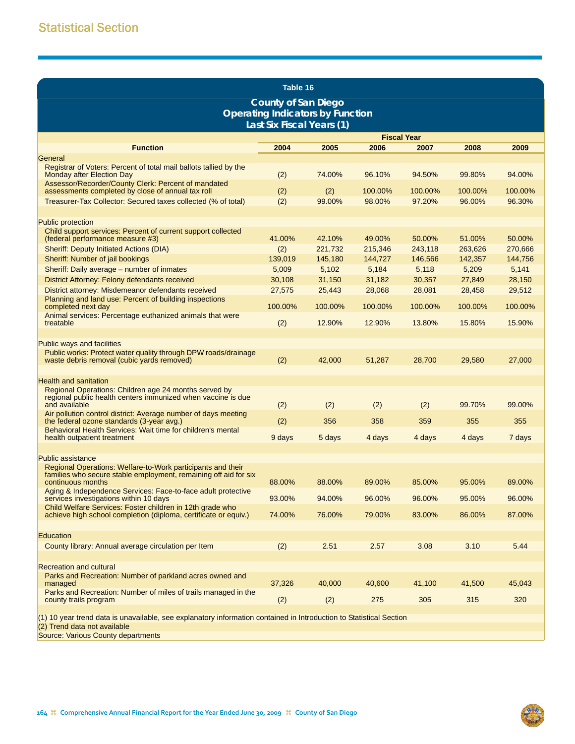## Statistical Section

**Table 16**

**County of San Diego**
**Operating Indicators by Function**
**Last Six Fiscal Years (1)**

| Function | Fiscal Year | | | | | |
|---|---|---|---|---|---|---|
| | 2004 | 2005 | 2006 | 2007 | 2008 | 2009 |
| General | | | | | | |
| Registrar of Voters: Percent of total mail ballots tallied by the Monday after Election Day | (2) | 74.00% | 96.10% | 94.50% | 99.80% | 94.00% |
| Assessor/Recorder/County Clerk: Percent of mandated assessments completed by close of annual tax roll | (2) | (2) | 100.00% | 100.00% | 100.00% | 100.00% |
| Treasurer-Tax Collector: Secured taxes collected (% of total) | (2) | 99.00% | 98.00% | 97.20% | 96.00% | 96.30% |
| Public protection | | | | | | |
| Child support services: Percent of current support collected (federal performance measure #3) | 41.00% | 42.10% | 49.00% | 50.00% | 51.00% | 50.00% |
| Sheriff: Deputy Initiated Actions (DIA) | (2) | 221,732 | 215,346 | 243,118 | 263,626 | 270,666 |
| Sheriff: Number of jail bookings | 139,019 | 145,180 | 144,727 | 146,566 | 142,357 | 144,756 |
| Sheriff: Daily average – number of inmates | 5,009 | 5,102 | 5,184 | 5,118 | 5,209 | 5,141 |
| District Attorney: Felony defendants received | 30,108 | 31,150 | 31,182 | 30,357 | 27,849 | 28,150 |
| District attorney: Misdemeanor defendants received | 27,575 | 25,443 | 28,068 | 28,081 | 28,458 | 29,512 |
| Planning and land use: Percent of building inspections completed next day | 100.00% | 100.00% | 100.00% | 100.00% | 100.00% | 100.00% |
| Animal services: Percentage euthanized animals that were treatable | (2) | 12.90% | 12.90% | 13.80% | 15.80% | 15.90% |
| Public ways and facilities | | | | | | |
| Public works: Protect water quality through DPW roads/drainage waste debris removal (cubic yards removed) | (2) | 42,000 | 51,287 | 28,700 | 29,580 | 27,000 |
| Health and sanitation | | | | | | |
| Regional Operations: Children age 24 months served by regional public health centers immunized when vaccine is due and available | (2) | (2) | (2) | (2) | 99.70% | 99.00% |
| Air pollution control district: Average number of days meeting the federal ozone standards (3-year avg.) | (2) | 356 | 358 | 359 | 355 | 355 |
| Behavioral Health Services: Wait time for children's mental health outpatient treatment | 9 days | 5 days | 4 days | 4 days | 4 days | 7 days |
| Public assistance | | | | | | |
| Regional Operations: Welfare-to-Work participants and their families who secure stable employment, remaining off aid for six continuous months | 88.00% | 88.00% | 89.00% | 85.00% | 95.00% | 89.00% |
| Aging & Independence Services: Face-to-face adult protective services investigations within 10 days | 93.00% | 94.00% | 96.00% | 96.00% | 95.00% | 96.00% |
| Child Welfare Services: Foster children in 12th grade who achieve high school completion (diploma, certificate or equiv.) | 74.00% | 76.00% | 79.00% | 83.00% | 86.00% | 87.00% |
| Education | | | | | | |
| County library: Annual average circulation per Item | (2) | 2.51 | 2.57 | 3.08 | 3.10 | 5.44 |
| Recreation and cultural | | | | | | |
| Parks and Recreation: Number of parkland acres owned and managed | 37,326 | 40,000 | 40,600 | 41,100 | 41,500 | 45,043 |
| Parks and Recreation: Number of miles of trails managed in the county trails program | (2) | (2) | 275 | 305 | 315 | 320 |

(1) 10 year trend data is unavailable, see explanatory information contained in Introduction to Statistical Section
(2) Trend data not available
Source: Various County departments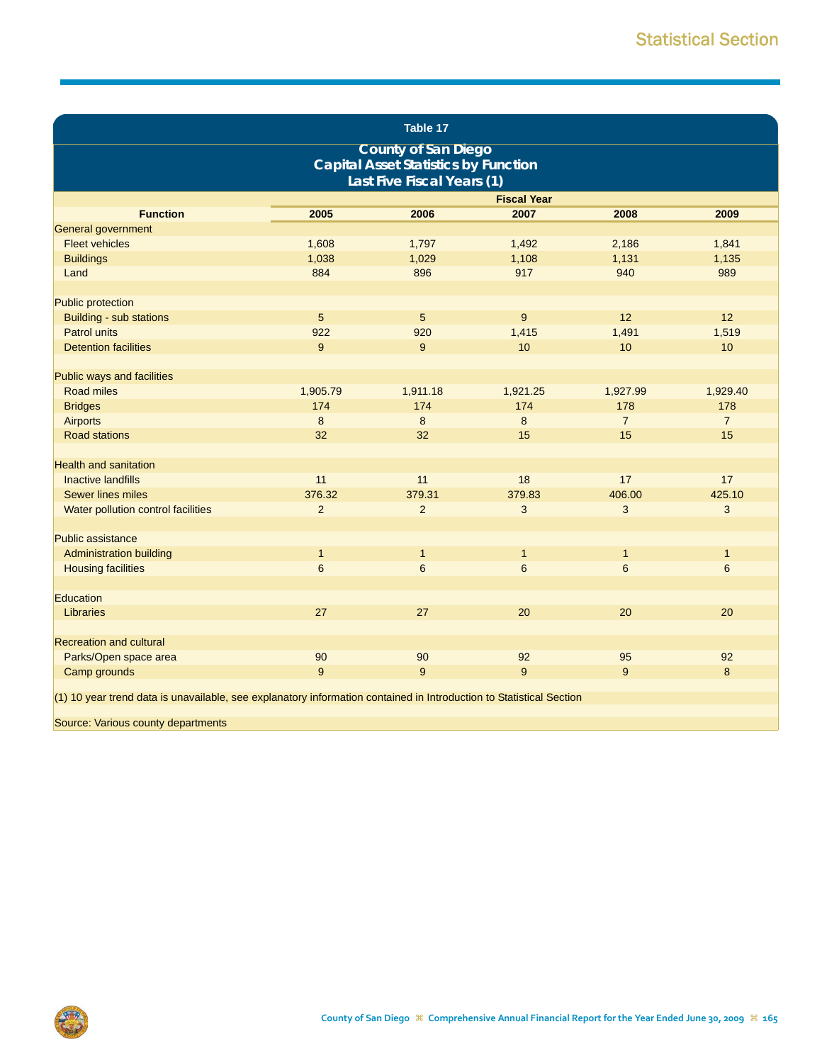Table 17

## County of San Diego
## Capital Asset Statistics by Function
## Last Five Fiscal Years (1)

| Function | Fiscal Year | | | | |
|---|---|---|---|---|---|
| | 2005 | 2006 | 2007 | 2008 | 2009 |
| **General government** | | | | | |
| Fleet vehicles | 1,608 | 1,797 | 1,492 | 2,186 | 1,841 |
| Buildings | 1,038 | 1,029 | 1,108 | 1,131 | 1,135 |
| Land | 884 | 896 | 917 | 940 | 989 |
| **Public protection** | | | | | |
| Building - sub stations | 5 | 5 | 9 | 12 | 12 |
| Patrol units | 922 | 920 | 1,415 | 1,491 | 1,519 |
| Detention facilities | 9 | 9 | 10 | 10 | 10 |
| **Public ways and facilities** | | | | | |
| Road miles | 1,905.79 | 1,911.18 | 1,921.25 | 1,927.99 | 1,929.40 |
| Bridges | 174 | 174 | 174 | 178 | 178 |
| Airports | 8 | 8 | 8 | 7 | 7 |
| Road stations | 32 | 32 | 15 | 15 | 15 |
| **Health and sanitation** | | | | | |
| Inactive landfills | 11 | 11 | 18 | 17 | 17 |
| Sewer lines miles | 376.32 | 379.31 | 379.83 | 406.00 | 425.10 |
| Water pollution control facilities | 2 | 2 | 3 | 3 | 3 |
| **Public assistance** | | | | | |
| Administration building | 1 | 1 | 1 | 1 | 1 |
| Housing facilities | 6 | 6 | 6 | 6 | 6 |
| **Education** | | | | | |
| Libraries | 27 | 27 | 20 | 20 | 20 |
| **Recreation and cultural** | | | | | |
| Parks/Open space area | 90 | 90 | 92 | 95 | 92 |
| Camp grounds | 9 | 9 | 9 | 9 | 8 |

(1) 10 year trend data is unavailable, see explanatory information contained in Introduction to Statistical Section

Source: Various county departments